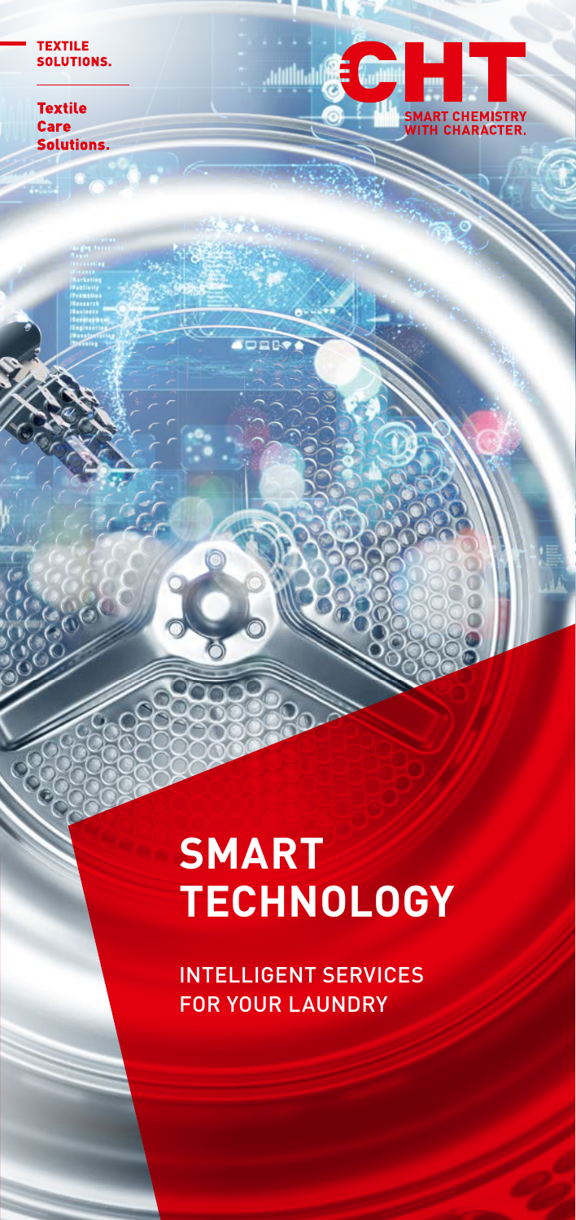TEXTILE SOLUTIONS.

Textile Care Solutions.

CHT

SMART CHEMISTRY WITH CHARACTER.

# SMART TECHNOLOGY

INTELLIGENT SERVICES FOR YOUR LAUNDRY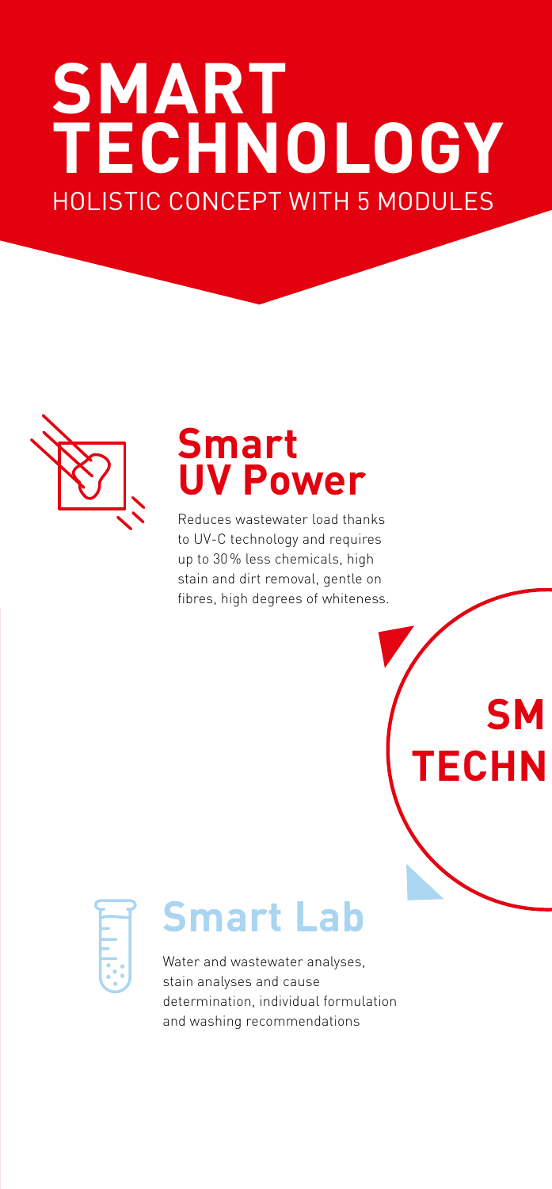# SMART TECHNOLOGY

HOLISTIC CONCEPT WITH 5 MODULES

## Smart UV Power

Reduces wastewater load thanks to UV-C technology and requires up to 30 % less chemicals, high stain and dirt removal, gentle on fibres, high degrees of whiteness.

SM TECHN

## Smart Lab

Water and wastewater analyses, stain analyses and cause determination, individual formulation and washing recommendations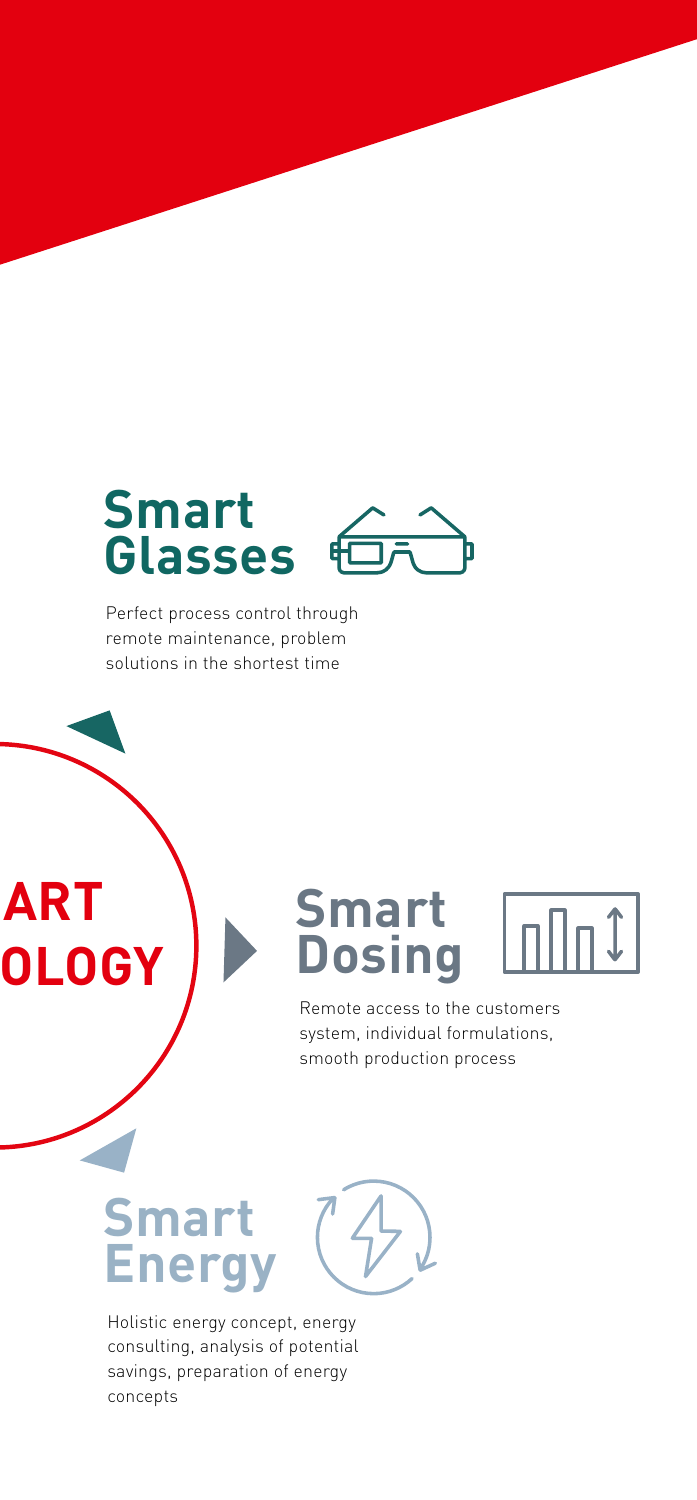## Smart Glasses

Perfect process control through remote maintenance, problem solutions in the shortest time

ART
OLOGY

## Smart Dosing

Remote access to the customers system, individual formulations, smooth production process

## Smart Energy

Holistic energy concept, energy consulting, analysis of potential savings, preparation of energy concepts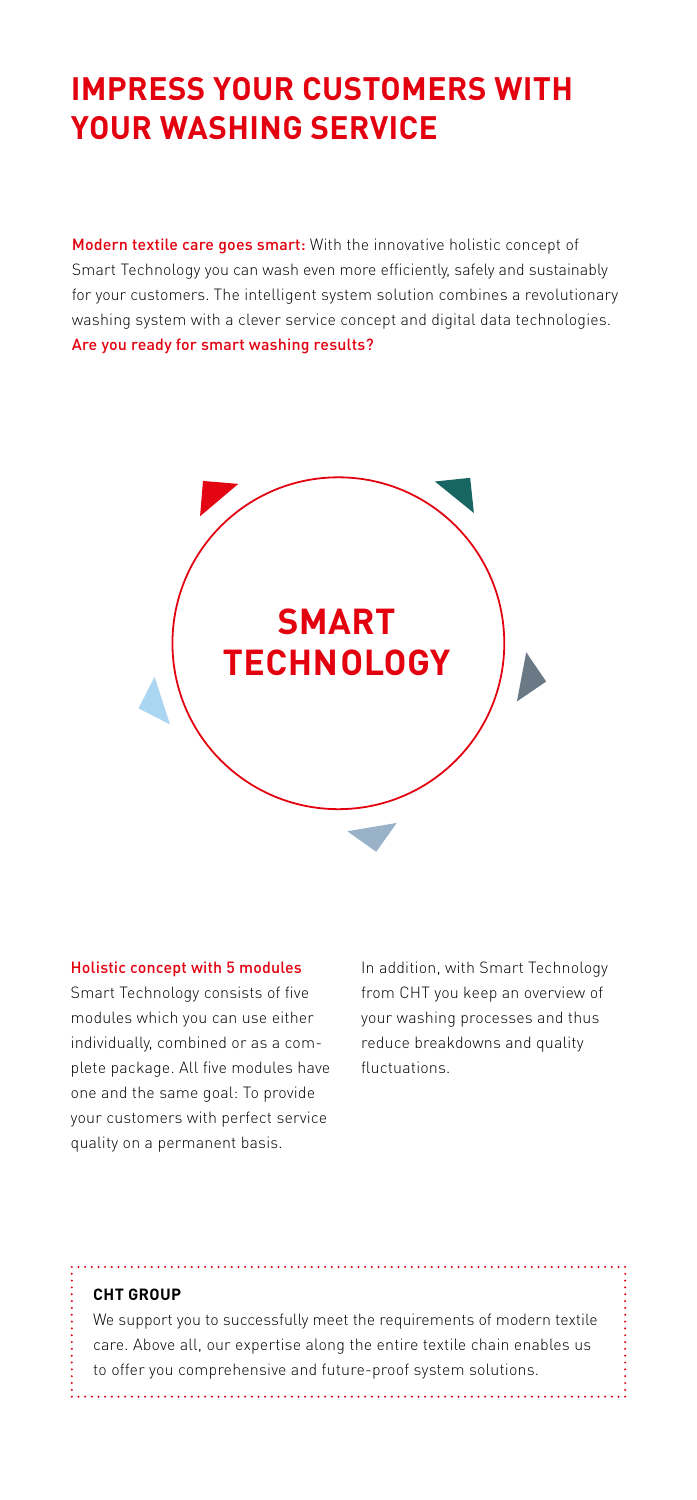# IMPRESS YOUR CUSTOMERS WITH YOUR WASHING SERVICE

Modern textile care goes smart: With the innovative holistic concept of Smart Technology you can wash even more efficiently, safely and sustainably for your customers. The intelligent system solution combines a revolutionary washing system with a clever service concept and digital data technologies. Are you ready for smart washing results?

**SMART TECHNOLOGY**

### Holistic concept with 5 modules

Smart Technology consists of five modules which you can use either individually, combined or as a complete package. All five modules have one and the same goal: To provide your customers with perfect service quality on a permanent basis.

In addition, with Smart Technology from CHT you keep an overview of your washing processes and thus reduce breakdowns and quality fluctuations.

**CHT GROUP**

We support you to successfully meet the requirements of modern textile care. Above all, our expertise along the entire textile chain enables us to offer you comprehensive and future-proof system solutions.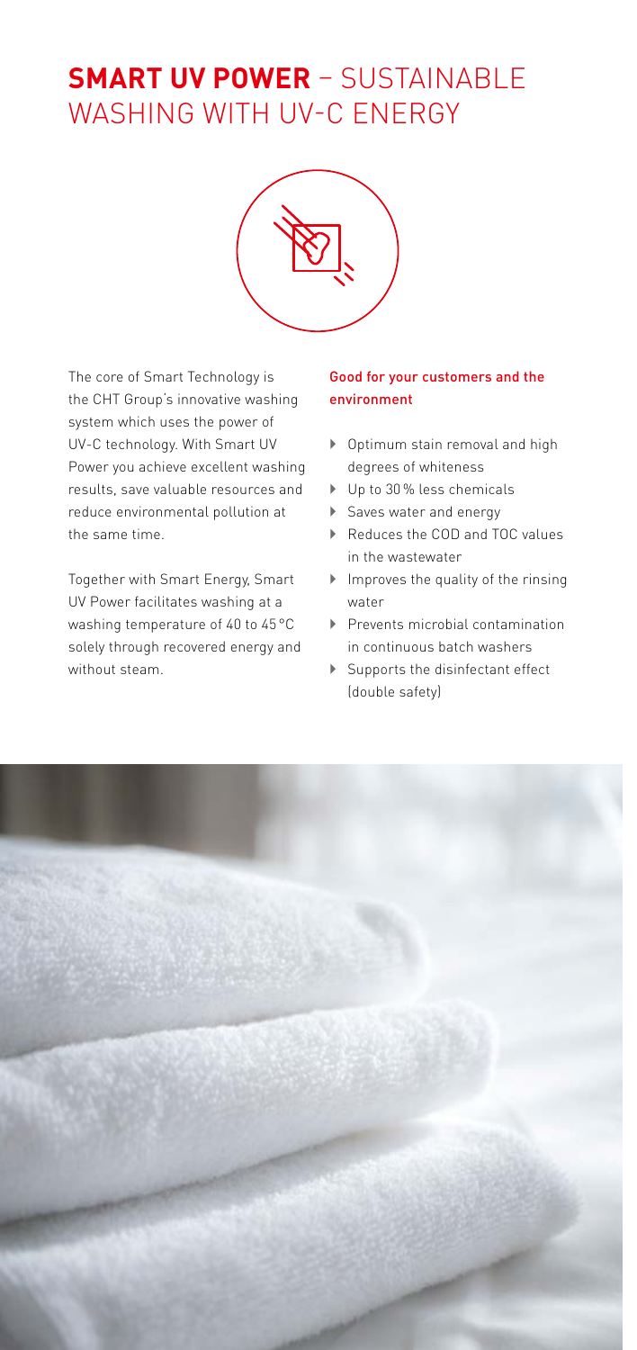# **SMART UV POWER** – SUSTAINABLE WASHING WITH UV-C ENERGY

The core of Smart Technology is the CHT Group's innovative washing system which uses the power of UV-C technology. With Smart UV Power you achieve excellent washing results, save valuable resources and reduce environmental pollution at the same time.

Together with Smart Energy, Smart UV Power facilitates washing at a washing temperature of 40 to 45 °C solely through recovered energy and without steam.

### Good for your customers and the environment

- Optimum stain removal and high degrees of whiteness
- Up to 30 % less chemicals
- Saves water and energy
- Reduces the COD and TOC values in the wastewater
- Improves the quality of the rinsing water
- Prevents microbial contamination in continuous batch washers
- Supports the disinfectant effect (double safety)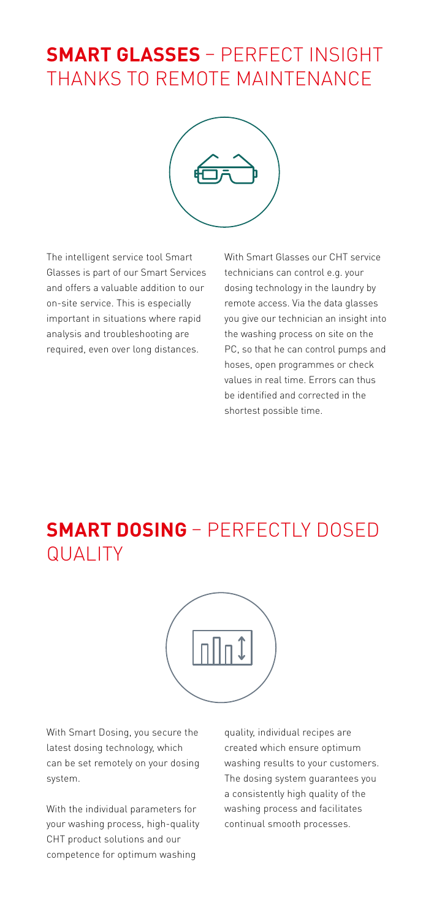## **SMART GLASSES** – PERFECT INSIGHT THANKS TO REMOTE MAINTENANCE

The intelligent service tool Smart Glasses is part of our Smart Services and offers a valuable addition to our on-site service. This is especially important in situations where rapid analysis and troubleshooting are required, even over long distances.

With Smart Glasses our CHT service technicians can control e.g. your dosing technology in the laundry by remote access. Via the data glasses you give our technician an insight into the washing process on site on the PC, so that he can control pumps and hoses, open programmes or check values in real time. Errors can thus be identified and corrected in the shortest possible time.

## **SMART DOSING** – PERFECTLY DOSED QUALITY

With Smart Dosing, you secure the latest dosing technology, which can be set remotely on your dosing system.

With the individual parameters for your washing process, high-quality CHT product solutions and our competence for optimum washing quality, individual recipes are created which ensure optimum washing results to your customers. The dosing system guarantees you a consistently high quality of the washing process and facilitates continual smooth processes.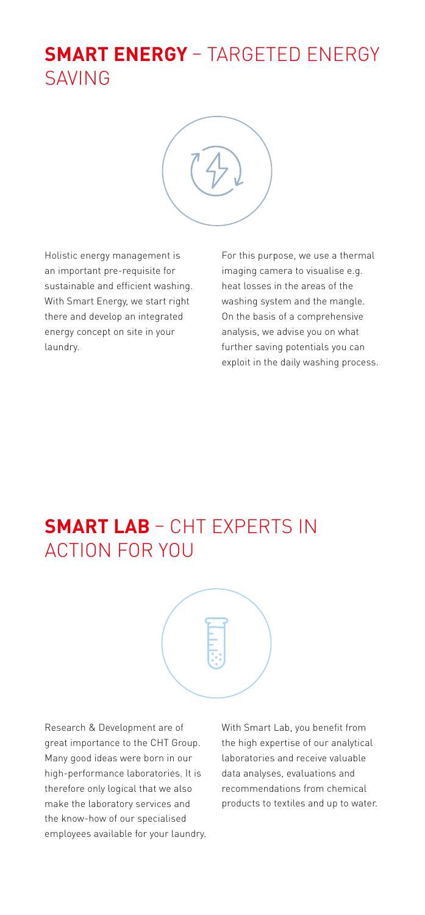## **SMART ENERGY** – TARGETED ENERGY SAVING

Holistic energy management is an important pre-requisite for sustainable and efficient washing. With Smart Energy, we start right there and develop an integrated energy concept on site in your laundry.

For this purpose, we use a thermal imaging camera to visualise e.g. heat losses in the areas of the washing system and the mangle. On the basis of a comprehensive analysis, we advise you on what further saving potentials you can exploit in the daily washing process.

## **SMART LAB** – CHT EXPERTS IN ACTION FOR YOU

Research & Development are of great importance to the CHT Group. Many good ideas were born in our high-performance laboratories. It is therefore only logical that we also make the laboratory services and the know-how of our specialised employees available for your laundry.

With Smart Lab, you benefit from the high expertise of our analytical laboratories and receive valuable data analyses, evaluations and recommendations from chemical products to textiles and up to water.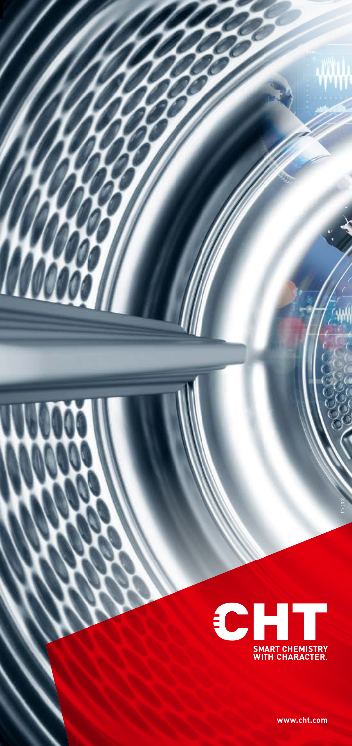11/2020

CHT

SMART CHEMISTRY WITH CHARACTER.

www.cht.com